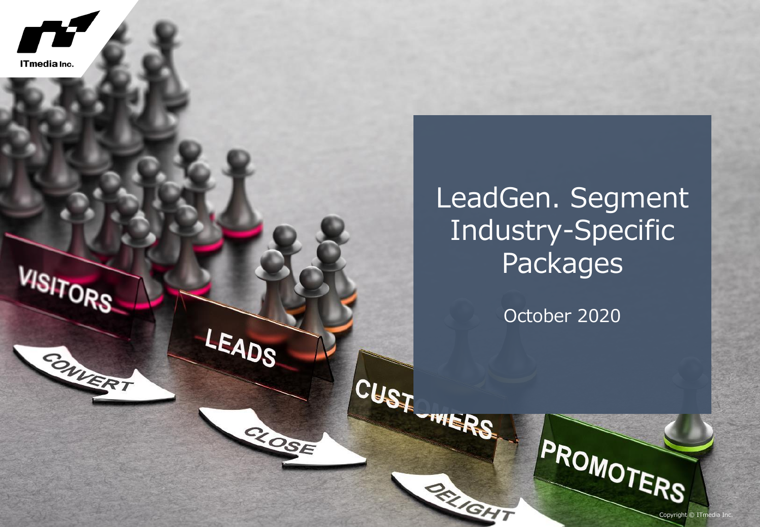# LeadGen. Segment Industry-Specific Packages

October 2020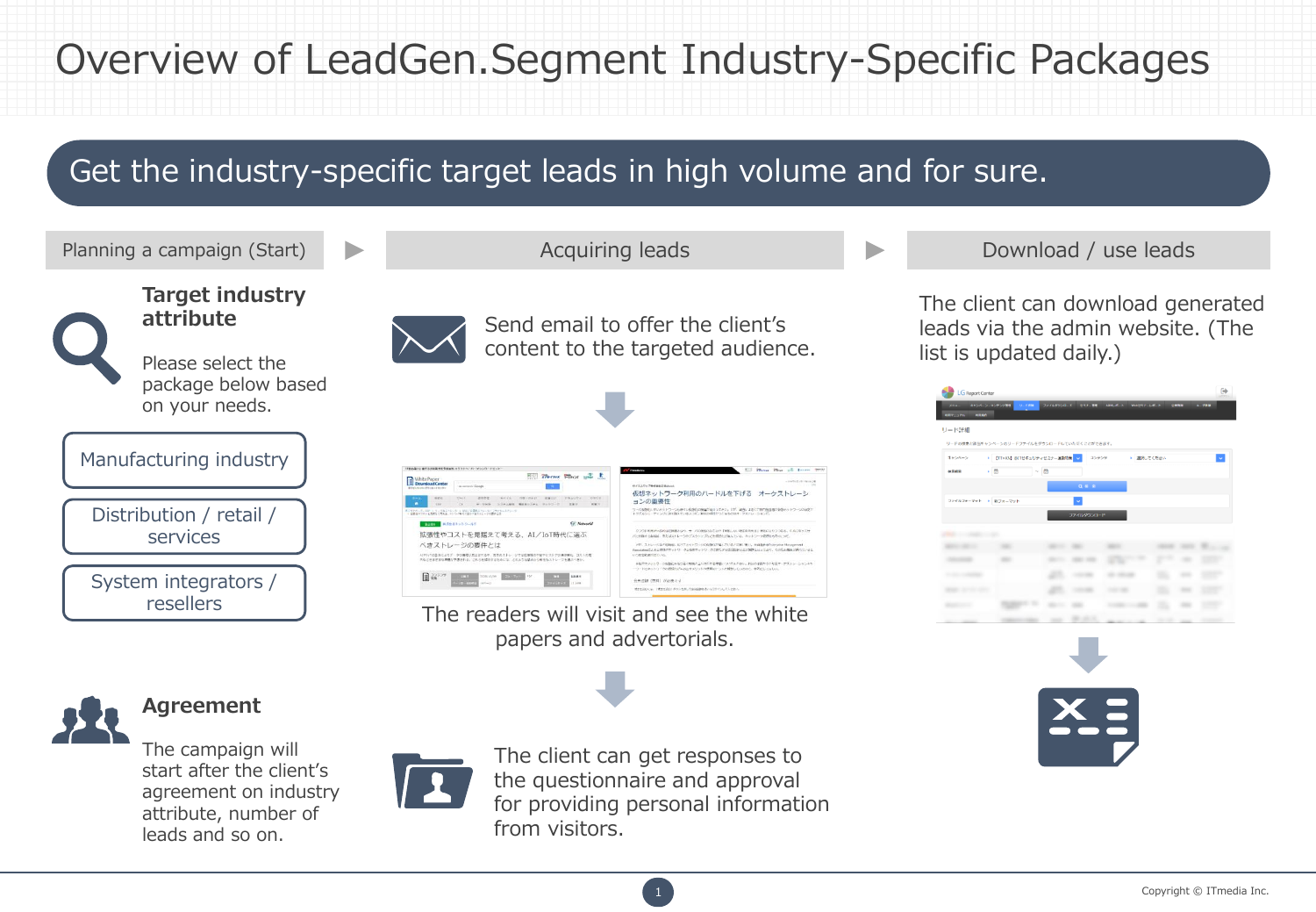# Overview of LeadGen.Segment Industry-Specific Packages

## Get the industry-specific target leads in high volume and for sure.

### Planning a campaign (Start)

**Target industry attribute**

Please select the package below based on your needs.

- Manufacturing industry
- Distribution / retail / services
- System integrators / resellers

**Agreement**

The campaign will start after the client's agreement on industry attribute, number of leads and so on.

### Acquiring leads

Send email to offer the client's content to the targeted audience.

The readers will visit and see the white papers and advertorials.

The client can get responses to the questionnaire and approval for providing personal information from visitors.

### Download / use leads

The client can download generated leads via the admin website. (The list is updated daily.)

Copyright © ITmedia Inc.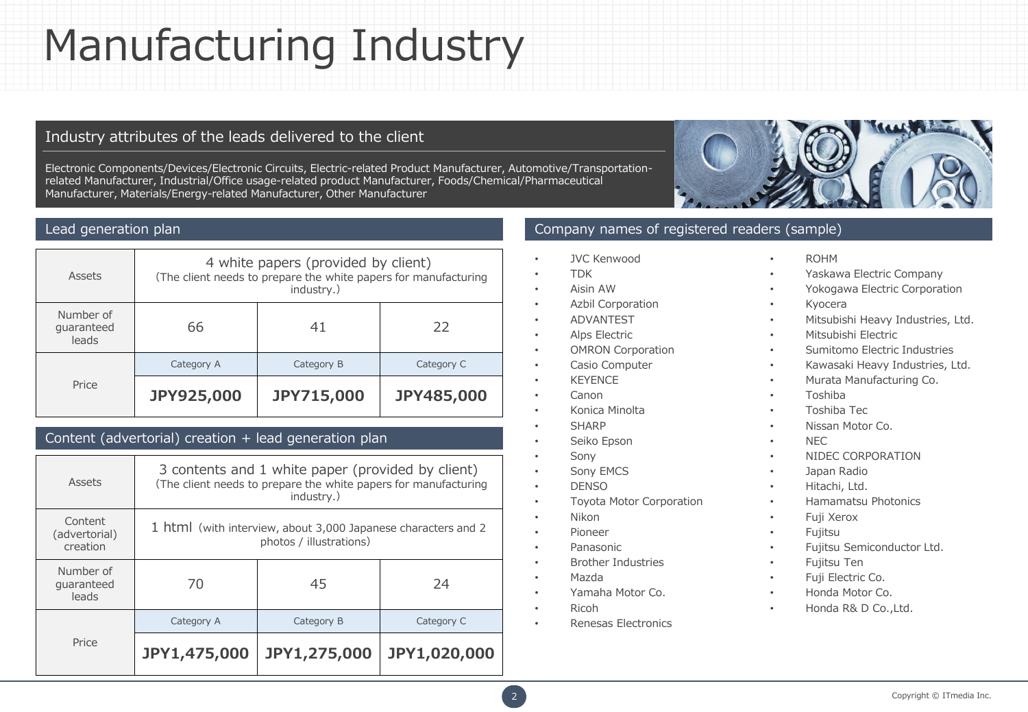# Manufacturing Industry

## Industry attributes of the leads delivered to the client

Electronic Components/Devices/Electronic Circuits, Electric-related Product Manufacturer, Automotive/Transportation-related Manufacturer, Industrial/Office usage-related product Manufacturer, Foods/Chemical/Pharmaceutical Manufacturer, Materials/Energy-related Manufacturer, Other Manufacturer

## Lead generation plan

| Assets | 4 white papers (provided by client) (The client needs to prepare the white papers for manufacturing industry.) | | |
|---|---|---|---|
| Number of guaranteed leads | 66 | 41 | 22 |
| Price | Category A | Category B | Category C |
| | **JPY925,000** | **JPY715,000** | **JPY485,000** |

## Content (advertorial) creation + lead generation plan

| Assets | 3 contents and 1 white paper (provided by client) (The client needs to prepare the white papers for manufacturing industry.) | | |
|---|---|---|---|
| Content (advertorial) creation | 1 html (with interview, about 3,000 Japanese characters and 2 photos / illustrations) | | |
| Number of guaranteed leads | 70 | 45 | 24 |
| Price | Category A | Category B | Category C |
| | **JPY1,475,000** | **JPY1,275,000** | **JPY1,020,000** |

## Company names of registered readers (sample)

- JVC Kenwood
- TDK
- Aisin AW
- Azbil Corporation
- ADVANTEST
- Alps Electric
- OMRON Corporation
- Casio Computer
- KEYENCE
- Canon
- Konica Minolta
- SHARP
- Seiko Epson
- Sony
- Sony EMCS
- DENSO
- Toyota Motor Corporation
- Nikon
- Pioneer
- Panasonic
- Brother Industries
- Mazda
- Yamaha Motor Co.
- Ricoh
- Renesas Electronics
- ROHM
- Yaskawa Electric Company
- Yokogawa Electric Corporation
- Kyocera
- Mitsubishi Heavy Industries, Ltd.
- Mitsubishi Electric
- Sumitomo Electric Industries
- Kawasaki Heavy Industries, Ltd.
- Murata Manufacturing Co.
- Toshiba
- Toshiba Tec
- Nissan Motor Co.
- NEC
- NIDEC CORPORATION
- Japan Radio
- Hitachi, Ltd.
- Hamamatsu Photonics
- Fuji Xerox
- Fujitsu
- Fujitsu Semiconductor Ltd.
- Fujitsu Ten
- Fuji Electric Co.
- Honda Motor Co.
- Honda R& D Co.,Ltd.

Copyright © ITmedia Inc.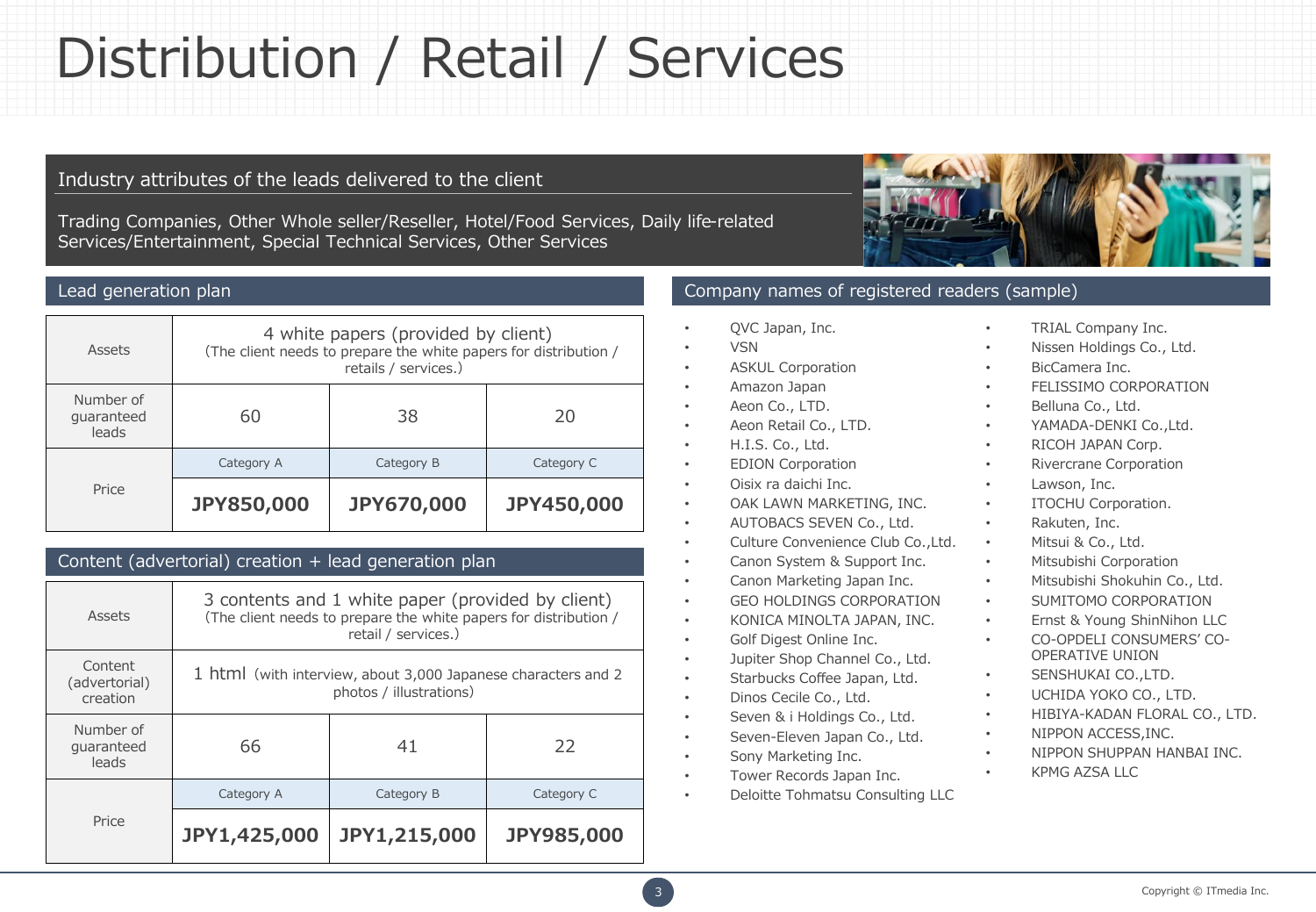# Distribution / Retail / Services

## Industry attributes of the leads delivered to the client

Trading Companies, Other Whole seller/Reseller, Hotel/Food Services, Daily life-related Services/Entertainment, Special Technical Services, Other Services

## Lead generation plan

| Assets | 4 white papers (provided by client) (The client needs to prepare the white papers for distribution / retails / services.) | | |
|---|---|---|---|
| Number of guaranteed leads | 60 | 38 | 20 |
| Price | Category A | Category B | Category C |
| | **JPY850,000** | **JPY670,000** | **JPY450,000** |

## Content (advertorial) creation + lead generation plan

| Assets | 3 contents and 1 white paper (provided by client) (The client needs to prepare the white papers for distribution / retail / services.) | | |
|---|---|---|---|
| Content (advertorial) creation | 1 html (with interview, about 3,000 Japanese characters and 2 photos / illustrations) | | |
| Number of guaranteed leads | 66 | 41 | 22 |
| Price | Category A | Category B | Category C |
| | **JPY1,425,000** | **JPY1,215,000** | **JPY985,000** |

## Company names of registered readers (sample)

- QVC Japan, Inc.
- VSN
- ASKUL Corporation
- Amazon Japan
- Aeon Co., LTD.
- Aeon Retail Co., LTD.
- H.I.S. Co., Ltd.
- EDION Corporation
- Oisix ra daichi Inc.
- OAK LAWN MARKETING, INC.
- AUTOBACS SEVEN Co., Ltd.
- Culture Convenience Club Co.,Ltd.
- Canon System & Support Inc.
- Canon Marketing Japan Inc.
- GEO HOLDINGS CORPORATION
- KONICA MINOLTA JAPAN, INC.
- Golf Digest Online Inc.
- Jupiter Shop Channel Co., Ltd.
- Starbucks Coffee Japan, Ltd.
- Dinos Cecile Co., Ltd.
- Seven & i Holdings Co., Ltd.
- Seven-Eleven Japan Co., Ltd.
- Sony Marketing Inc.
- Tower Records Japan Inc.
- Deloitte Tohmatsu Consulting LLC
- TRIAL Company Inc.
- Nissen Holdings Co., Ltd.
- BicCamera Inc.
- FELISSIMO CORPORATION
- Belluna Co., Ltd.
- YAMADA-DENKI Co.,Ltd.
- RICOH JAPAN Corp.
- Rivercrane Corporation
- Lawson, Inc.
- ITOCHU Corporation.
- Rakuten, Inc.
- Mitsui & Co., Ltd.
- Mitsubishi Corporation
- Mitsubishi Shokuhin Co., Ltd.
- SUMITOMO CORPORATION
- Ernst & Young ShinNihon LLC
- CO-OPDELI CONSUMERS' CO-OPERATIVE UNION
- SENSHUKAI CO.,LTD.
- UCHIDA YOKO CO., LTD.
- HIBIYA-KADAN FLORAL CO., LTD.
- NIPPON ACCESS,INC.
- NIPPON SHUPPAN HANBAI INC.
- KPMG AZSA LLC

Copyright © ITmedia Inc.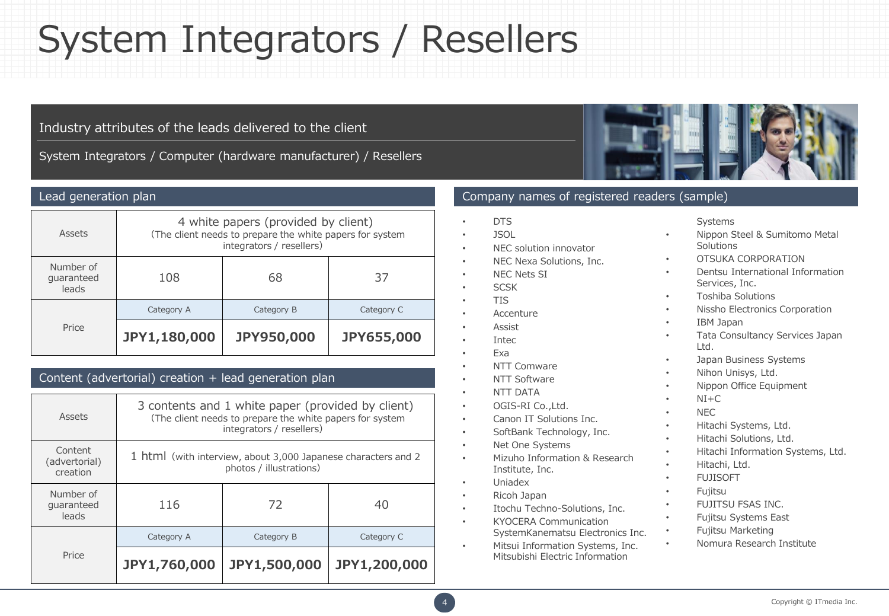# System Integrators / Resellers

**Industry attributes of the leads delivered to the client**

System Integrators / Computer (hardware manufacturer) / Resellers

## Lead generation plan

| Assets | 4 white papers (provided by client)<br>(The client needs to prepare the white papers for system integrators / resellers) | | |
|---|---|---|---|
| Number of guaranteed leads | 108 | 68 | 37 |
| Price | Category A | Category B | Category C |
| | **JPY1,180,000** | **JPY950,000** | **JPY655,000** |

## Content (advertorial) creation + lead generation plan

| Assets | 3 contents and 1 white paper (provided by client)<br>(The client needs to prepare the white papers for system integrators / resellers) | | |
|---|---|---|---|
| Content (advertorial) creation | 1 html (with interview, about 3,000 Japanese characters and 2 photos / illustrations) | | |
| Number of guaranteed leads | 116 | 72 | 40 |
| Price | Category A | Category B | Category C |
| | **JPY1,760,000** | **JPY1,500,000** | **JPY1,200,000** |

## Company names of registered readers (sample)

- DTS
- JSOL
- NEC solution innovator
- NEC Nexa Solutions, Inc.
- NEC Nets SI
- SCSK
- TIS
- Accenture
- Assist
- Intec
- Exa
- NTT Comware
- NTT Software
- NTT DATA
- OGIS-RI Co.,Ltd.
- Canon IT Solutions Inc.
- SoftBank Technology, Inc.
- Net One Systems
- Mizuho Information & Research Institute, Inc.
- Uniadex
- Ricoh Japan
- Itochu Techno-Solutions, Inc.
- KYOCERA Communication SystemKanematsu Electronics Inc.
- Mitsui Information Systems, Inc. Mitsubishi Electric Information Systems
- Nippon Steel & Sumitomo Metal Solutions
- OTSUKA CORPORATION
- Dentsu International Information Services, Inc.
- Toshiba Solutions
- Nissho Electronics Corporation
- IBM Japan
- Tata Consultancy Services Japan Ltd.
- Japan Business Systems
- Nihon Unisys, Ltd.
- Nippon Office Equipment
- NI+C
- NEC
- Hitachi Systems, Ltd.
- Hitachi Solutions, Ltd.
- Hitachi Information Systems, Ltd.
- Hitachi, Ltd.
- FUJISOFT
- Fujitsu
- FUJITSU FSAS INC.
- Fujitsu Systems East
- Fujitsu Marketing
- Nomura Research Institute

Copyright © ITmedia Inc.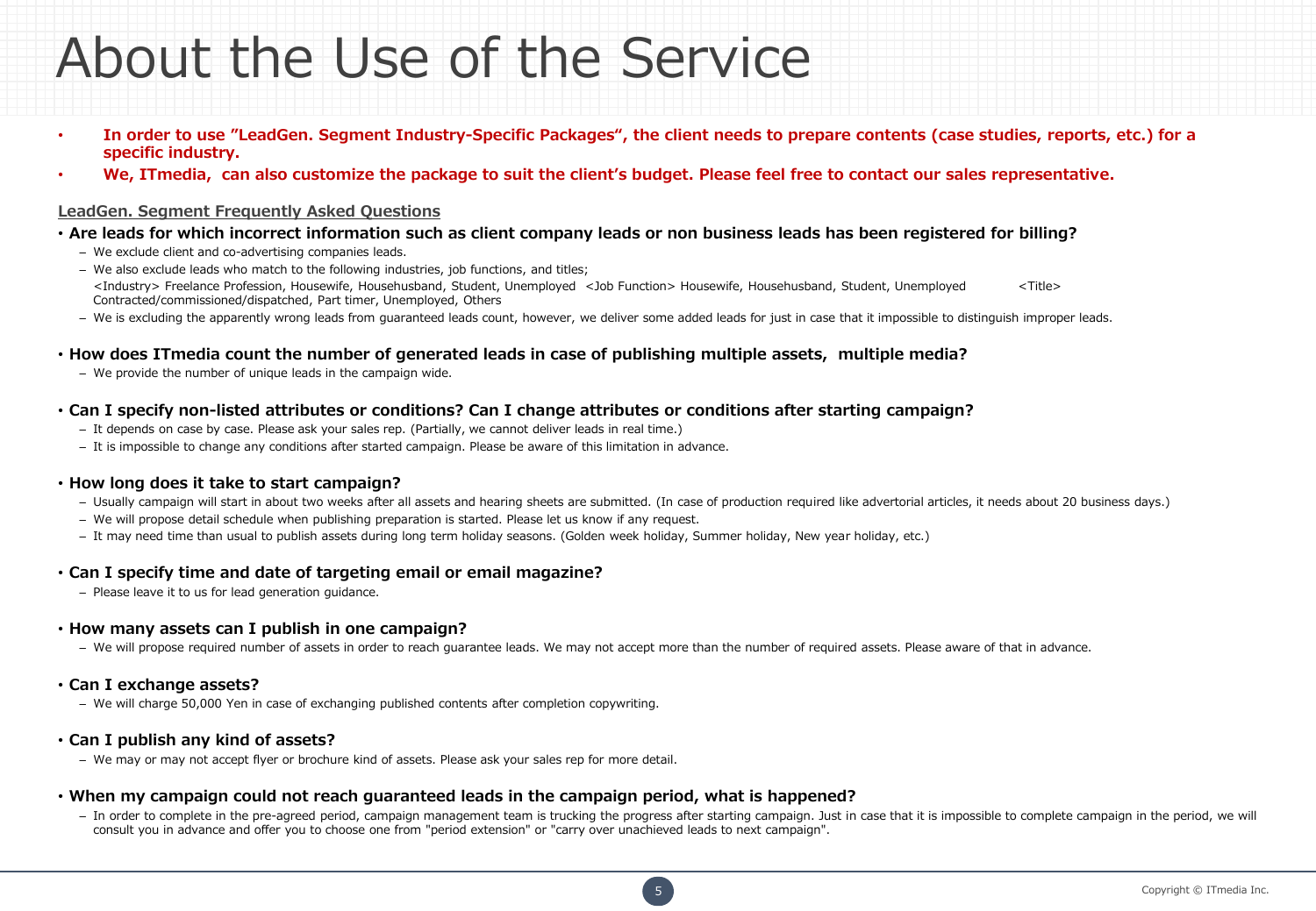# About the Use of the Service

- **In order to use "LeadGen. Segment Industry-Specific Packages", the client needs to prepare contents (case studies, reports, etc.) for a specific industry.**
- **We, ITmedia, can also customize the package to suit the client's budget. Please feel free to contact our sales representative.**

**LeadGen. Segment Frequently Asked Questions**

- **Are leads for which incorrect information such as client company leads or non business leads has been registered for billing?**
  - We exclude client and co-advertising companies leads.
  - We also exclude leads who match to the following industries, job functions, and titles;
    <Industry> Freelance Profession, Housewife, Househusband, Student, Unemployed <Job Function> Housewife, Househusband, Student, Unemployed <Title> Contracted/commissioned/dispatched, Part timer, Unemployed, Others
  - We is excluding the apparently wrong leads from guaranteed leads count, however, we deliver some added leads for just in case that it impossible to distinguish improper leads.

- **How does ITmedia count the number of generated leads in case of publishing multiple assets, multiple media?**
  - We provide the number of unique leads in the campaign wide.

- **Can I specify non-listed attributes or conditions? Can I change attributes or conditions after starting campaign?**
  - It depends on case by case. Please ask your sales rep. (Partially, we cannot deliver leads in real time.)
  - It is impossible to change any conditions after started campaign. Please be aware of this limitation in advance.

- **How long does it take to start campaign?**
  - Usually campaign will start in about two weeks after all assets and hearing sheets are submitted. (In case of production required like advertorial articles, it needs about 20 business days.)
  - We will propose detail schedule when publishing preparation is started. Please let us know if any request.
  - It may need time than usual to publish assets during long term holiday seasons. (Golden week holiday, Summer holiday, New year holiday, etc.)

- **Can I specify time and date of targeting email or email magazine?**
  - Please leave it to us for lead generation guidance.

- **How many assets can I publish in one campaign?**
  - We will propose required number of assets in order to reach guarantee leads. We may not accept more than the number of required assets. Please aware of that in advance.

- **Can I exchange assets?**
  - We will charge 50,000 Yen in case of exchanging published contents after completion copywriting.

- **Can I publish any kind of assets?**
  - We may or may not accept flyer or brochure kind of assets. Please ask your sales rep for more detail.

- **When my campaign could not reach guaranteed leads in the campaign period, what is happened?**
  - In order to complete in the pre-agreed period, campaign management team is trucking the progress after starting campaign. Just in case that it is impossible to complete campaign in the period, we will consult you in advance and offer you to choose one from "period extension" or "carry over unachieved leads to next campaign".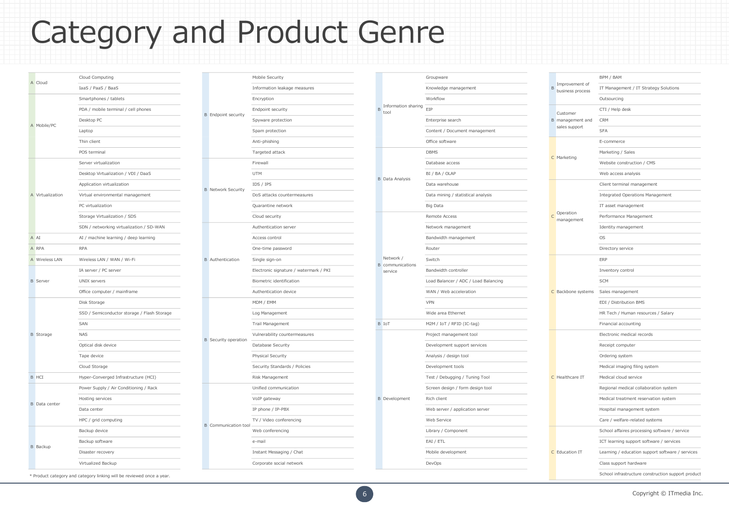# Category and Product Genre

| Rank | Category | Product Genre |
|---|---|---|
| A | Cloud | Cloud Computing |
| | | IaaS / PaaS / BaaS |
| A | Mobile/PC | Smartphones / tablets |
| | | PDA / mobile terminal / cell phones |
| | | Desktop PC |
| | | Laptop |
| | | Thin client |
| | | POS terminal |
| A | Virtualization | Server virtualization |
| | | Desktop Virtualization / VDI / DaaS |
| | | Application virtualization |
| | | Virtual environmental management |
| | | PC virtualization |
| | | Storage Virtualization / SDS |
| | | SDN / networking virtualization / SD-WAN |
| A | AI | AI / machine learning / deep learning |
| A | RPA | RPA |
| A | Wireless LAN | Wireless LAN / WAN / Wi-Fi |
| B | Server | IA server / PC server |
| | | UNIX servers |
| | | Office computer / mainframe |
| B | Storage | Disk Storage |
| | | SSD / Semiconductor storage / Flash Storage |
| | | SAN |
| | | NAS |
| | | Optical disk device |
| | | Tape device |
| | | Cloud Storage |
| B | HCI | Hyper-Converged Infrastructure (HCI) |
| B | Data center | Power Supply / Air Conditioning / Rack |
| | | Hosting services |
| | | Data center |
| | | HPC / grid computing |
| B | Backup | Backup device |
| | | Backup software |
| | | Disaster recovery |
| | | Virtualized Backup |
| B | Endpoint security | Mobile Security |
| | | Information leakage measures |
| | | Encryption |
| | | Endpoint security |
| | | Spyware protection |
| | | Spam protection |
| | | Anti-phishing |
| | | Targeted attack |
| B | Network Security | Firewall |
| | | UTM |
| | | IDS / IPS |
| | | DoS attacks countermeasures |
| | | Quarantine network |
| | | Cloud security |
| B | Authentication | Authentication server |
| | | Access control |
| | | One-time password |
| | | Single sign-on |
| | | Electronic signature / watermark / PKI |
| | | Biometric identification |
| | | Authentication device |
| B | Security operation | MDM / EMM |
| | | Log Management |
| | | Trail Management |
| | | Vulnerability countermeasures |
| | | Database Security |
| | | Physical Security |
| | | Security Standards / Policies |
| | | Risk Management |
| B | Communication tool | Unified communication |
| | | VoIP gateway |
| | | IP phone / IP-PBX |
| | | TV / Video conferencing |
| | | Web conferencing |
| | | e-mail |
| | | Instant Messaging / Chat |
| | | Corporate social network |
| B | Information sharing tool | Groupware |
| | | Knowledge management |
| | | Workflow |
| | | EIP |
| | | Enterprise search |
| | | Content / Document management |
| | | Office software |
| B | Data Analysis | DBMS |
| | | Database access |
| | | BI / BA / OLAP |
| | | Data warehouse |
| | | Data mining / statistical analysis |
| | | Big Data |
| B | Network / communications service | Remote Access |
| | | Network management |
| | | Bandwidth management |
| | | Router |
| | | Switch |
| | | Bandwidth controller |
| | | Load Balancer / ADC / Load Balancing |
| | | WAN / Web acceleration |
| | | VPN |
| | | Wide area Ethernet |
| B | IoT | M2M / IoT / RFID (IC-tag) |
| B | Development | Project management tool |
| | | Development support services |
| | | Analysis / design tool |
| | | Development tools |
| | | Test / Debugging / Tuning Tool |
| | | Screen design / form design tool |
| | | Rich client |
| | | Web server / application server |
| | | Web Service |
| | | Library / Component |
| | | EAI / ETL |
| | | Mobile development |
| | | DevOps |
| B | Improvement of business process | BPM / BAM |
| | | IT Management / IT Strategy Solutions |
| | | Outsourcing |
| B | Customer management and sales support | CTI / Help desk |
| | | CRM |
| | | SFA |
| C | Marketing | E-commerce |
| | | Marketing / Sales |
| | | Website construction / CMS |
| | | Web access analysis |
| C | Operation management | Client terminal management |
| | | Integrated Operations Management |
| | | IT asset management |
| | | Performance Management |
| | | Identity management |
| | | OS |
| | | Directory service |
| C | Backbone systems | ERP |
| | | Inventory control |
| | | SCM |
| | | Sales management |
| | | EDI / Distribution BMS |
| | | HR Tech / Human resources / Salary |
| | | Financial accounting |
| C | Healthcare IT | Electronic medical records |
| | | Receipt computer |
| | | Ordering system |
| | | Medical imaging filing system |
| | | Medical cloud service |
| | | Regional medical collaboration system |
| | | Medical treatment reservation system |
| | | Hospital management system |
| | | Care / welfare-related systems |
| C | Education IT | School affaires processing software / service |
| | | ICT learning support software / services |
| | | Learning / education support software / services |
| | | Class support hardware |
| | | School infrastructure construction support product |

\* Product category and category linking will be reviewed once a year.

Copyright © ITmedia Inc.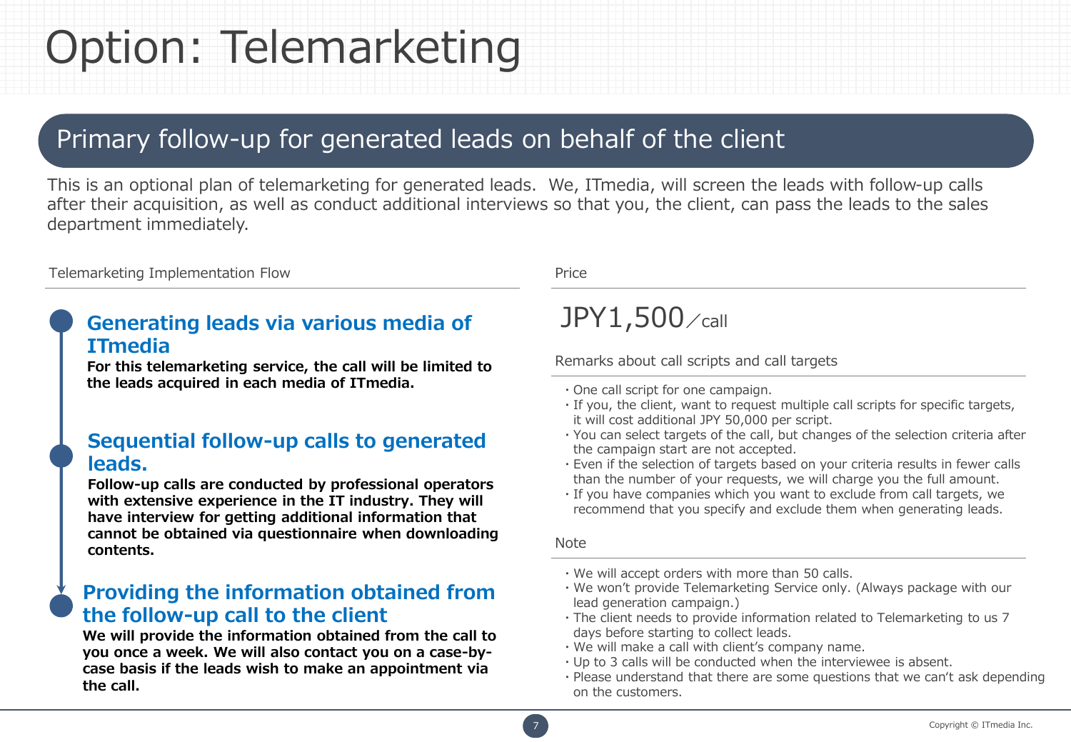# Option: Telemarketing

## Primary follow-up for generated leads on behalf of the client

This is an optional plan of telemarketing for generated leads. We, ITmedia, will screen the leads with follow-up calls after their acquisition, as well as conduct additional interviews so that you, the client, can pass the leads to the sales department immediately.

### Telemarketing Implementation Flow

#### Generating leads via various media of ITmedia

**For this telemarketing service, the call will be limited to the leads acquired in each media of ITmedia.**

#### Sequential follow-up calls to generated leads.

**Follow-up calls are conducted by professional operators with extensive experience in the IT industry. They will have interview for getting additional information that cannot be obtained via questionnaire when downloading contents.**

#### Providing the information obtained from the follow-up call to the client

**We will provide the information obtained from the call to you once a week. We will also contact you on a case-by-case basis if the leads wish to make an appointment via the call.**

### Price

JPY1,500／call

#### Remarks about call scripts and call targets

- One call script for one campaign.
- If you, the client, want to request multiple call scripts for specific targets, it will cost additional JPY 50,000 per script.
- You can select targets of the call, but changes of the selection criteria after the campaign start are not accepted.
- Even if the selection of targets based on your criteria results in fewer calls than the number of your requests, we will charge you the full amount.
- If you have companies which you want to exclude from call targets, we recommend that you specify and exclude them when generating leads.

#### Note

- We will accept orders with more than 50 calls.
- We won't provide Telemarketing Service only. (Always package with our lead generation campaign.)
- The client needs to provide information related to Telemarketing to us 7 days before starting to collect leads.
- We will make a call with client's company name.
- Up to 3 calls will be conducted when the interviewee is absent.
- Please understand that there are some questions that we can't ask depending on the customers.

Copyright © ITmedia Inc.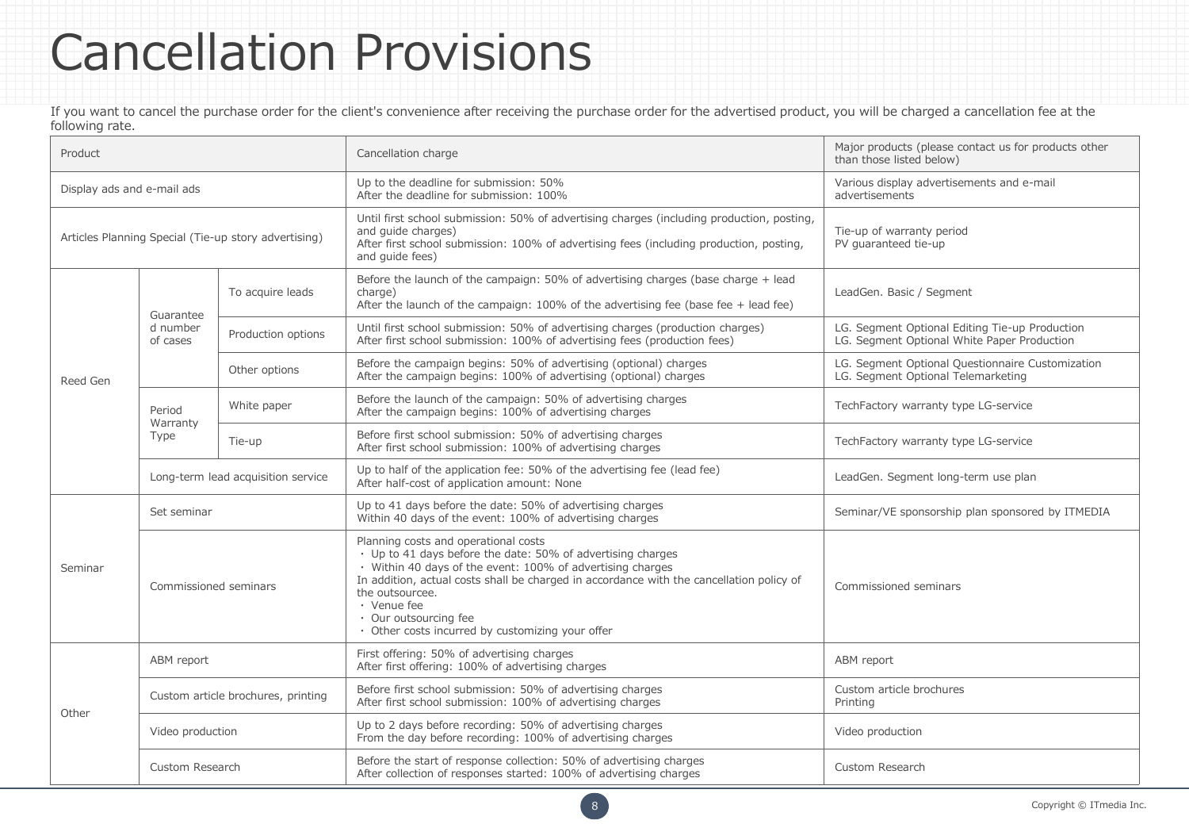# Cancellation Provisions

If you want to cancel the purchase order for the client's convenience after receiving the purchase order for the advertised product, you will be charged a cancellation fee at the following rate.

| Product | | | Cancellation charge | Major products (please contact us for products other than those listed below) |
|---|---|---|---|---|
| Display ads and e-mail ads | | | Up to the deadline for submission: 50%<br>After the deadline for submission: 100% | Various display advertisements and e-mail advertisements |
| Articles Planning Special (Tie-up story advertising) | | | Until first school submission: 50% of advertising charges (including production, posting, and guide charges)<br>After first school submission: 100% of advertising fees (including production, posting, and guide fees) | Tie-up of warranty period<br>PV guaranteed tie-up |
| Reed Gen | Guaranteed number of cases | To acquire leads | Before the launch of the campaign: 50% of advertising charges (base charge + lead charge)<br>After the launch of the campaign: 100% of the advertising fee (base fee + lead fee) | LeadGen. Basic / Segment |
| | | Production options | Until first school submission: 50% of advertising charges (production charges)<br>After first school submission: 100% of advertising fees (production fees) | LG. Segment Optional Editing Tie-up Production<br>LG. Segment Optional White Paper Production |
| | | Other options | Before the campaign begins: 50% of advertising (optional) charges<br>After the campaign begins: 100% of advertising (optional) charges | LG. Segment Optional Questionnaire Customization<br>LG. Segment Optional Telemarketing |
| | Period Warranty Type | White paper | Before the launch of the campaign: 50% of advertising charges<br>After the campaign begins: 100% of advertising charges | TechFactory warranty type LG-service |
| | | Tie-up | Before first school submission: 50% of advertising charges<br>After first school submission: 100% of advertising charges | TechFactory warranty type LG-service |
| | Long-term lead acquisition service | | Up to half of the application fee: 50% of the advertising fee (lead fee)<br>After half-cost of application amount: None | LeadGen. Segment long-term use plan |
| Seminar | Set seminar | | Up to 41 days before the date: 50% of advertising charges<br>Within 40 days of the event: 100% of advertising charges | Seminar/VE sponsorship plan sponsored by ITMEDIA |
| | Commissioned seminars | | Planning costs and operational costs<br>・ Up to 41 days before the date: 50% of advertising charges<br>・ Within 40 days of the event: 100% of advertising charges<br>In addition, actual costs shall be charged in accordance with the cancellation policy of the outsourcee.<br>・ Venue fee<br>・ Our outsourcing fee<br>・ Other costs incurred by customizing your offer | Commissioned seminars |
| Other | ABM report | | First offering: 50% of advertising charges<br>After first offering: 100% of advertising charges | ABM report |
| | Custom article brochures, printing | | Before first school submission: 50% of advertising charges<br>After first school submission: 100% of advertising charges | Custom article brochures<br>Printing |
| | Video production | | Up to 2 days before recording: 50% of advertising charges<br>From the day before recording: 100% of advertising charges | Video production |
| | Custom Research | | Before the start of response collection: 50% of advertising charges<br>After collection of responses started: 100% of advertising charges | Custom Research |

Copyright © ITmedia Inc.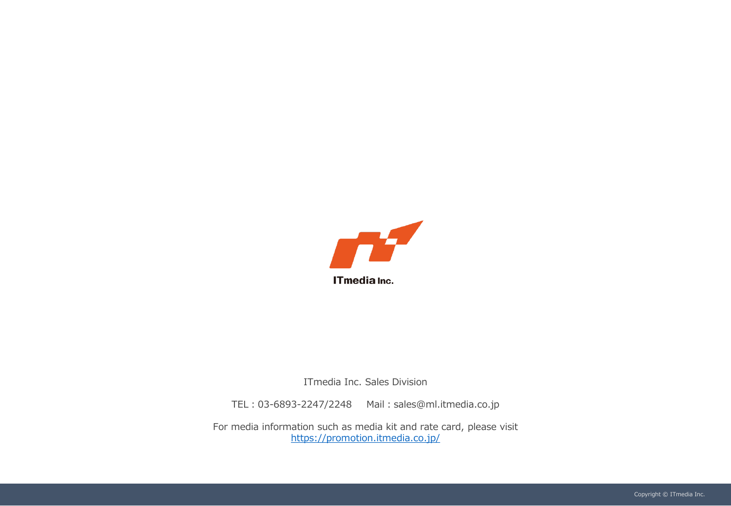ITmedia Inc.

ITmedia Inc. Sales Division

TEL : 03-6893-2247/2248　　Mail : sales@ml.itmedia.co.jp

For media information such as media kit and rate card, please visit
https://promotion.itmedia.co.jp/

Copyright © ITmedia Inc.